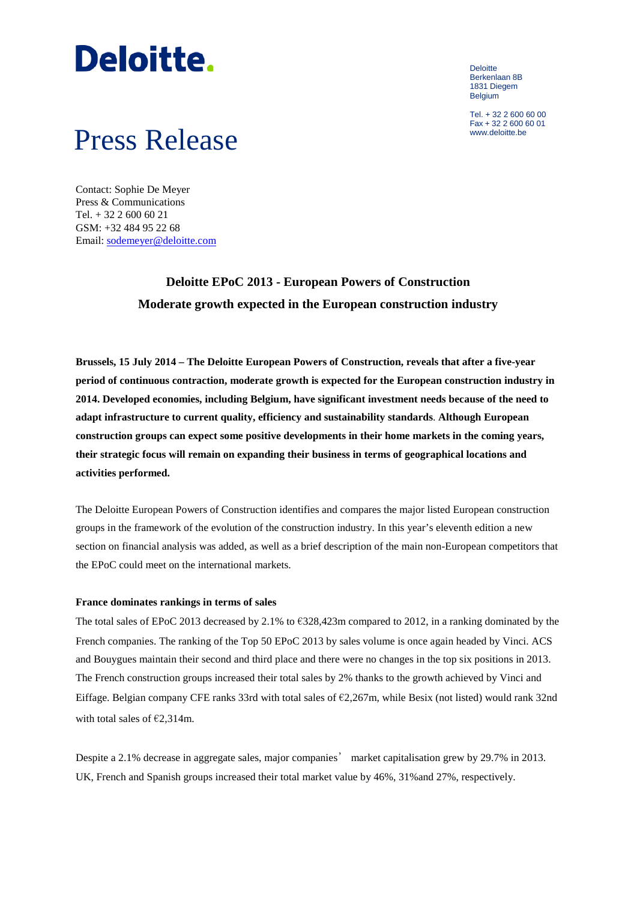Deloitte
Berkenlaan 8B
1831 Diegem
Belgium

Tel. + 32 2 600 60 00
Fax + 32 2 600 60 01
www.deloitte.be

# Press Release

Contact: Sophie De Meyer
Press & Communications
Tel. + 32 2 600 60 21
GSM: +32 484 95 22 68
Email: sodemeyer@deloitte.com

## Deloitte EPoC 2013 - European Powers of Construction
## Moderate growth expected in the European construction industry

**Brussels, 15 July 2014 – The Deloitte European Powers of Construction, reveals that after a five-year period of continuous contraction, moderate growth is expected for the European construction industry in 2014. Developed economies, including Belgium, have significant investment needs because of the need to adapt infrastructure to current quality, efficiency and sustainability standards. Although European construction groups can expect some positive developments in their home markets in the coming years, their strategic focus will remain on expanding their business in terms of geographical locations and activities performed.**

The Deloitte European Powers of Construction identifies and compares the major listed European construction groups in the framework of the evolution of the construction industry. In this year's eleventh edition a new section on financial analysis was added, as well as a brief description of the main non-European competitors that the EPoC could meet on the international markets.

### France dominates rankings in terms of sales

The total sales of EPoC 2013 decreased by 2.1% to €328,423m compared to 2012, in a ranking dominated by the French companies. The ranking of the Top 50 EPoC 2013 by sales volume is once again headed by Vinci. ACS and Bouygues maintain their second and third place and there were no changes in the top six positions in 2013. The French construction groups increased their total sales by 2% thanks to the growth achieved by Vinci and Eiffage. Belgian company CFE ranks 33rd with total sales of €2,267m, while Besix (not listed) would rank 32nd with total sales of €2,314m.

Despite a 2.1% decrease in aggregate sales, major companies' market capitalisation grew by 29.7% in 2013. UK, French and Spanish groups increased their total market value by 46%, 31%and 27%, respectively.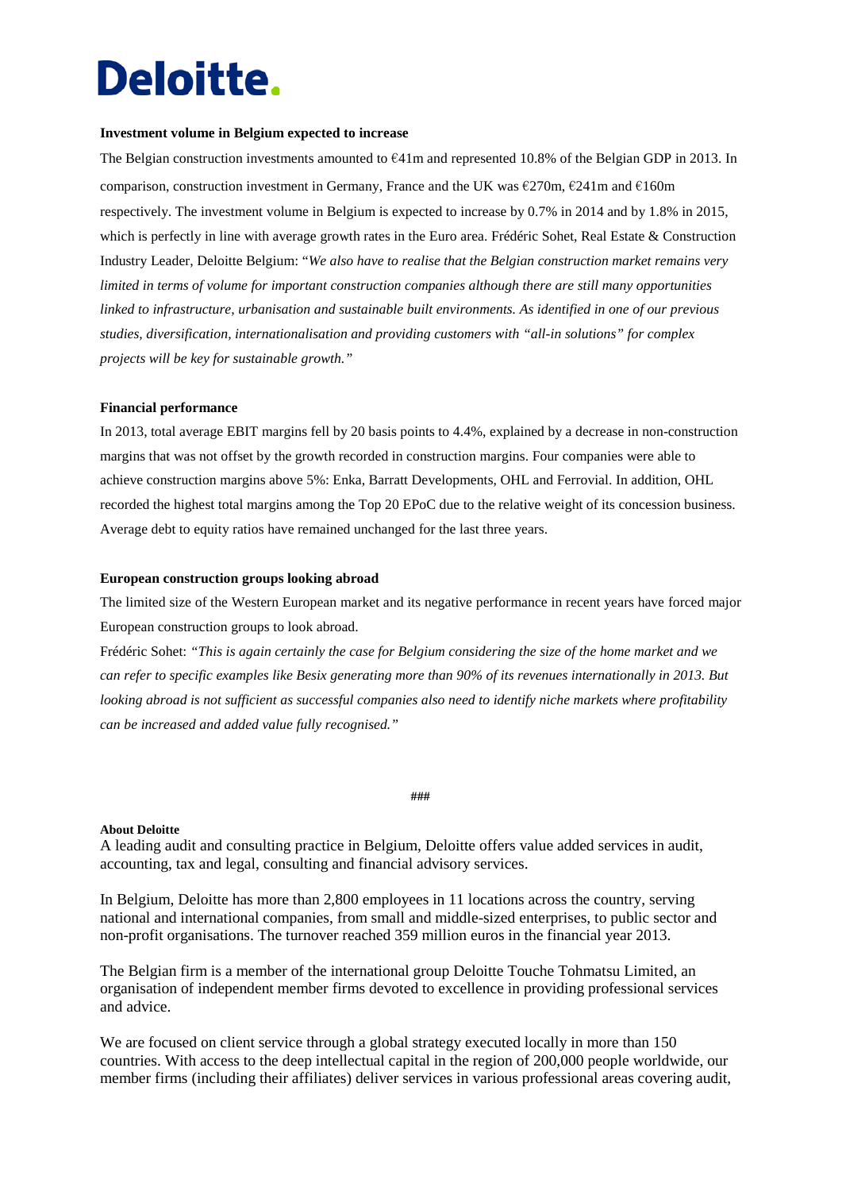**Investment volume in Belgium expected to increase**

The Belgian construction investments amounted to €41m and represented 10.8% of the Belgian GDP in 2013. In comparison, construction investment in Germany, France and the UK was €270m, €241m and €160m respectively. The investment volume in Belgium is expected to increase by 0.7% in 2014 and by 1.8% in 2015, which is perfectly in line with average growth rates in the Euro area. Frédéric Sohet, Real Estate & Construction Industry Leader, Deloitte Belgium: "*We also have to realise that the Belgian construction market remains very limited in terms of volume for important construction companies although there are still many opportunities linked to infrastructure, urbanisation and sustainable built environments. As identified in one of our previous studies, diversification, internationalisation and providing customers with "all-in solutions" for complex projects will be key for sustainable growth."*

**Financial performance**

In 2013, total average EBIT margins fell by 20 basis points to 4.4%, explained by a decrease in non-construction margins that was not offset by the growth recorded in construction margins. Four companies were able to achieve construction margins above 5%: Enka, Barratt Developments, OHL and Ferrovial. In addition, OHL recorded the highest total margins among the Top 20 EPoC due to the relative weight of its concession business. Average debt to equity ratios have remained unchanged for the last three years.

**European construction groups looking abroad**

The limited size of the Western European market and its negative performance in recent years have forced major European construction groups to look abroad.

Frédéric Sohet: *"This is again certainly the case for Belgium considering the size of the home market and we can refer to specific examples like Besix generating more than 90% of its revenues internationally in 2013. But looking abroad is not sufficient as successful companies also need to identify niche markets where profitability can be increased and added value fully recognised."*

###

**About Deloitte**

A leading audit and consulting practice in Belgium, Deloitte offers value added services in audit, accounting, tax and legal, consulting and financial advisory services.

In Belgium, Deloitte has more than 2,800 employees in 11 locations across the country, serving national and international companies, from small and middle-sized enterprises, to public sector and non-profit organisations. The turnover reached 359 million euros in the financial year 2013.

The Belgian firm is a member of the international group Deloitte Touche Tohmatsu Limited, an organisation of independent member firms devoted to excellence in providing professional services and advice.

We are focused on client service through a global strategy executed locally in more than 150 countries. With access to the deep intellectual capital in the region of 200,000 people worldwide, our member firms (including their affiliates) deliver services in various professional areas covering audit,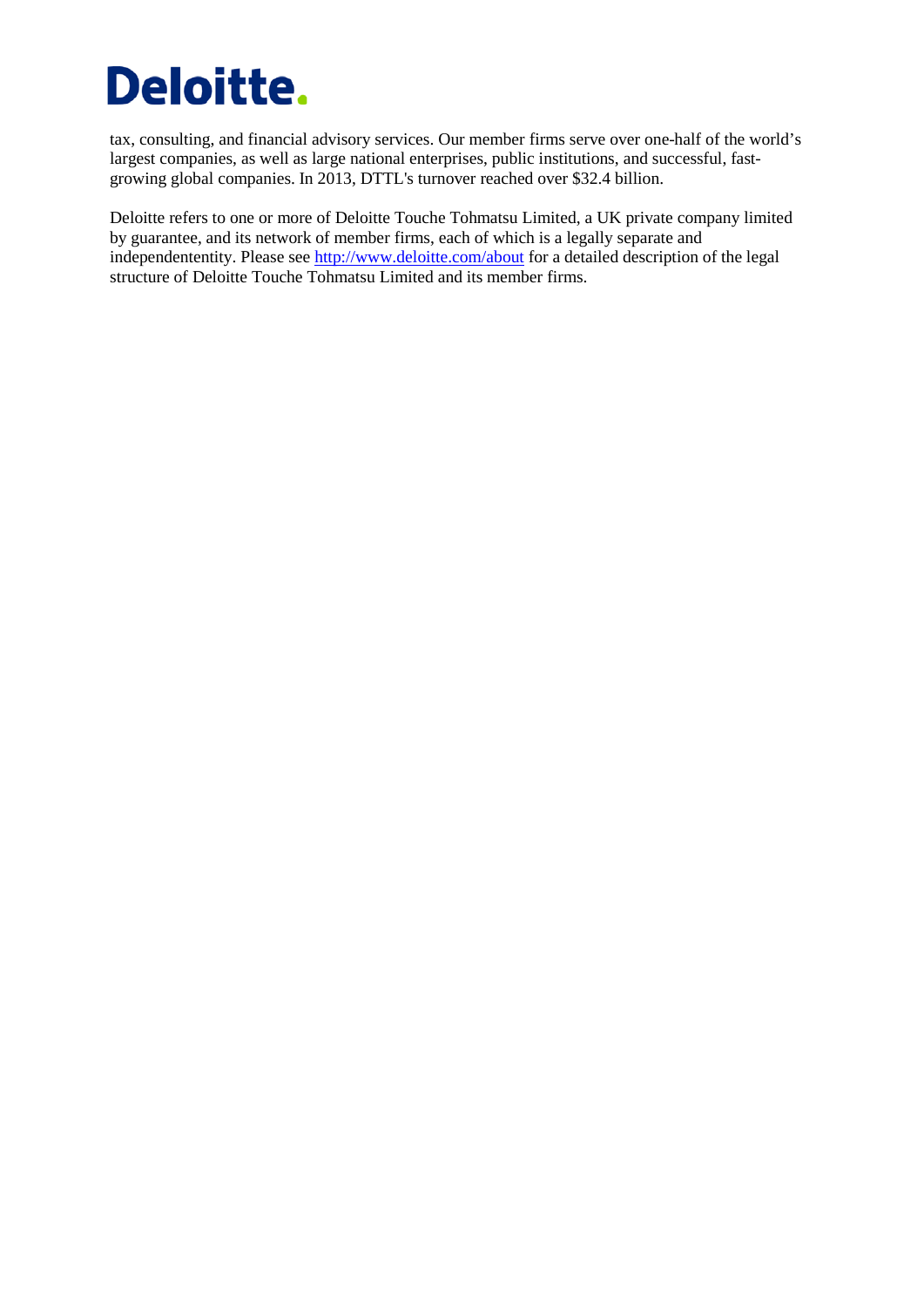Deloitte.

tax, consulting, and financial advisory services. Our member firms serve over one-half of the world's largest companies, as well as large national enterprises, public institutions, and successful, fast-growing global companies. In 2013, DTTL's turnover reached over $32.4 billion.

Deloitte refers to one or more of Deloitte Touche Tohmatsu Limited, a UK private company limited by guarantee, and its network of member firms, each of which is a legally separate and independententity. Please see http://www.deloitte.com/about for a detailed description of the legal structure of Deloitte Touche Tohmatsu Limited and its member firms.